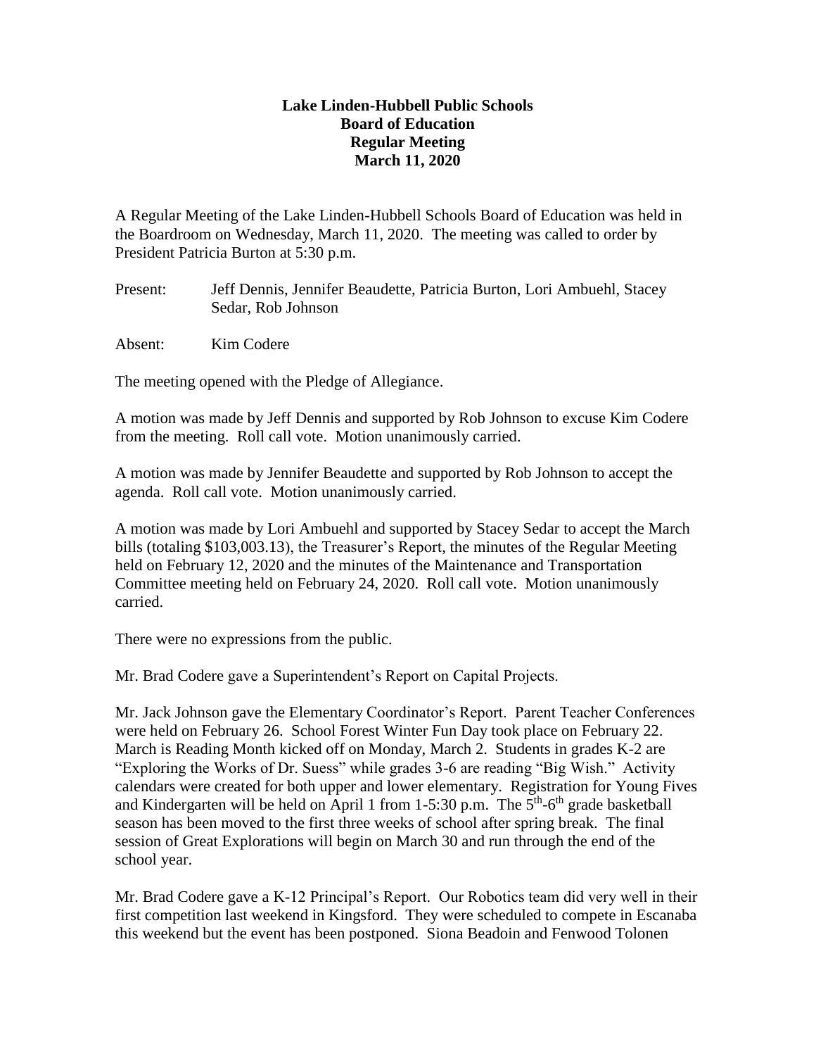**Lake Linden-Hubbell Public Schools**
**Board of Education**
**Regular Meeting**
**March 11, 2020**

A Regular Meeting of the Lake Linden-Hubbell Schools Board of Education was held in the Boardroom on Wednesday, March 11, 2020. The meeting was called to order by President Patricia Burton at 5:30 p.m.

Present: Jeff Dennis, Jennifer Beaudette, Patricia Burton, Lori Ambuehl, Stacey Sedar, Rob Johnson

Absent: Kim Codere

The meeting opened with the Pledge of Allegiance.

A motion was made by Jeff Dennis and supported by Rob Johnson to excuse Kim Codere from the meeting. Roll call vote. Motion unanimously carried.

A motion was made by Jennifer Beaudette and supported by Rob Johnson to accept the agenda. Roll call vote. Motion unanimously carried.

A motion was made by Lori Ambuehl and supported by Stacey Sedar to accept the March bills (totaling $103,003.13), the Treasurer's Report, the minutes of the Regular Meeting held on February 12, 2020 and the minutes of the Maintenance and Transportation Committee meeting held on February 24, 2020. Roll call vote. Motion unanimously carried.

There were no expressions from the public.

Mr. Brad Codere gave a Superintendent's Report on Capital Projects.

Mr. Jack Johnson gave the Elementary Coordinator's Report. Parent Teacher Conferences were held on February 26. School Forest Winter Fun Day took place on February 22. March is Reading Month kicked off on Monday, March 2. Students in grades K-2 are "Exploring the Works of Dr. Suess" while grades 3-6 are reading "Big Wish." Activity calendars were created for both upper and lower elementary. Registration for Young Fives and Kindergarten will be held on April 1 from 1-5:30 p.m. The 5th-6th grade basketball season has been moved to the first three weeks of school after spring break. The final session of Great Explorations will begin on March 30 and run through the end of the school year.

Mr. Brad Codere gave a K-12 Principal's Report. Our Robotics team did very well in their first competition last weekend in Kingsford. They were scheduled to compete in Escanaba this weekend but the event has been postponed. Siona Beadoin and Fenwood Tolonen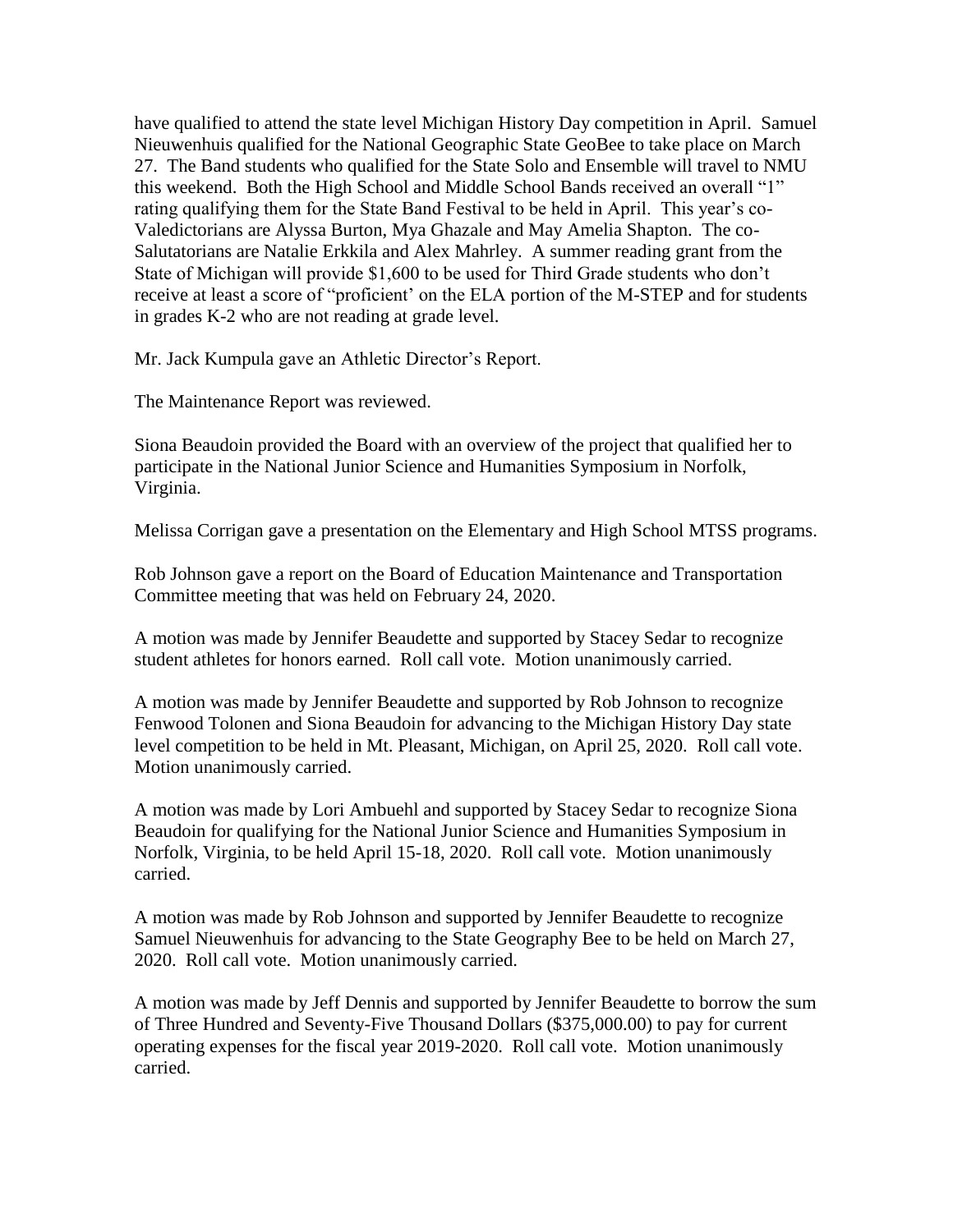have qualified to attend the state level Michigan History Day competition in April. Samuel Nieuwenhuis qualified for the National Geographic State GeoBee to take place on March 27. The Band students who qualified for the State Solo and Ensemble will travel to NMU this weekend. Both the High School and Middle School Bands received an overall "1" rating qualifying them for the State Band Festival to be held in April. This year's co-Valedictorians are Alyssa Burton, Mya Ghazale and May Amelia Shapton. The co-Salutatorians are Natalie Erkkila and Alex Mahrley. A summer reading grant from the State of Michigan will provide $1,600 to be used for Third Grade students who don't receive at least a score of "proficient' on the ELA portion of the M-STEP and for students in grades K-2 who are not reading at grade level.

Mr. Jack Kumpula gave an Athletic Director's Report.

The Maintenance Report was reviewed.

Siona Beaudoin provided the Board with an overview of the project that qualified her to participate in the National Junior Science and Humanities Symposium in Norfolk, Virginia.

Melissa Corrigan gave a presentation on the Elementary and High School MTSS programs.

Rob Johnson gave a report on the Board of Education Maintenance and Transportation Committee meeting that was held on February 24, 2020.

A motion was made by Jennifer Beaudette and supported by Stacey Sedar to recognize student athletes for honors earned. Roll call vote. Motion unanimously carried.

A motion was made by Jennifer Beaudette and supported by Rob Johnson to recognize Fenwood Tolonen and Siona Beaudoin for advancing to the Michigan History Day state level competition to be held in Mt. Pleasant, Michigan, on April 25, 2020. Roll call vote. Motion unanimously carried.

A motion was made by Lori Ambuehl and supported by Stacey Sedar to recognize Siona Beaudoin for qualifying for the National Junior Science and Humanities Symposium in Norfolk, Virginia, to be held April 15-18, 2020. Roll call vote. Motion unanimously carried.

A motion was made by Rob Johnson and supported by Jennifer Beaudette to recognize Samuel Nieuwenhuis for advancing to the State Geography Bee to be held on March 27, 2020. Roll call vote. Motion unanimously carried.

A motion was made by Jeff Dennis and supported by Jennifer Beaudette to borrow the sum of Three Hundred and Seventy-Five Thousand Dollars ($375,000.00) to pay for current operating expenses for the fiscal year 2019-2020. Roll call vote. Motion unanimously carried.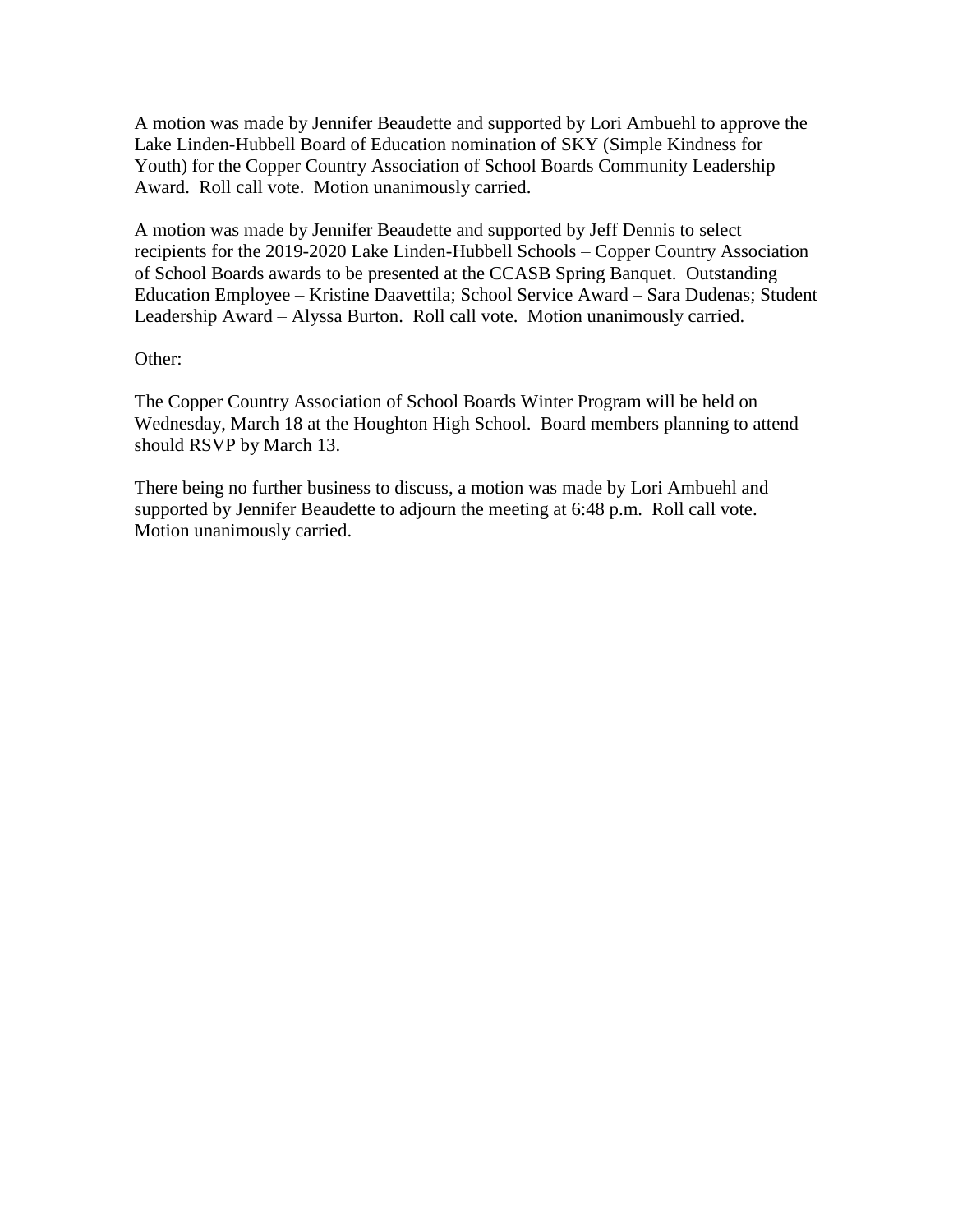A motion was made by Jennifer Beaudette and supported by Lori Ambuehl to approve the Lake Linden-Hubbell Board of Education nomination of SKY (Simple Kindness for Youth) for the Copper Country Association of School Boards Community Leadership Award. Roll call vote. Motion unanimously carried.

A motion was made by Jennifer Beaudette and supported by Jeff Dennis to select recipients for the 2019-2020 Lake Linden-Hubbell Schools – Copper Country Association of School Boards awards to be presented at the CCASB Spring Banquet. Outstanding Education Employee – Kristine Daavettila; School Service Award – Sara Dudenas; Student Leadership Award – Alyssa Burton. Roll call vote. Motion unanimously carried.

Other:

The Copper Country Association of School Boards Winter Program will be held on Wednesday, March 18 at the Houghton High School. Board members planning to attend should RSVP by March 13.

There being no further business to discuss, a motion was made by Lori Ambuehl and supported by Jennifer Beaudette to adjourn the meeting at 6:48 p.m. Roll call vote. Motion unanimously carried.